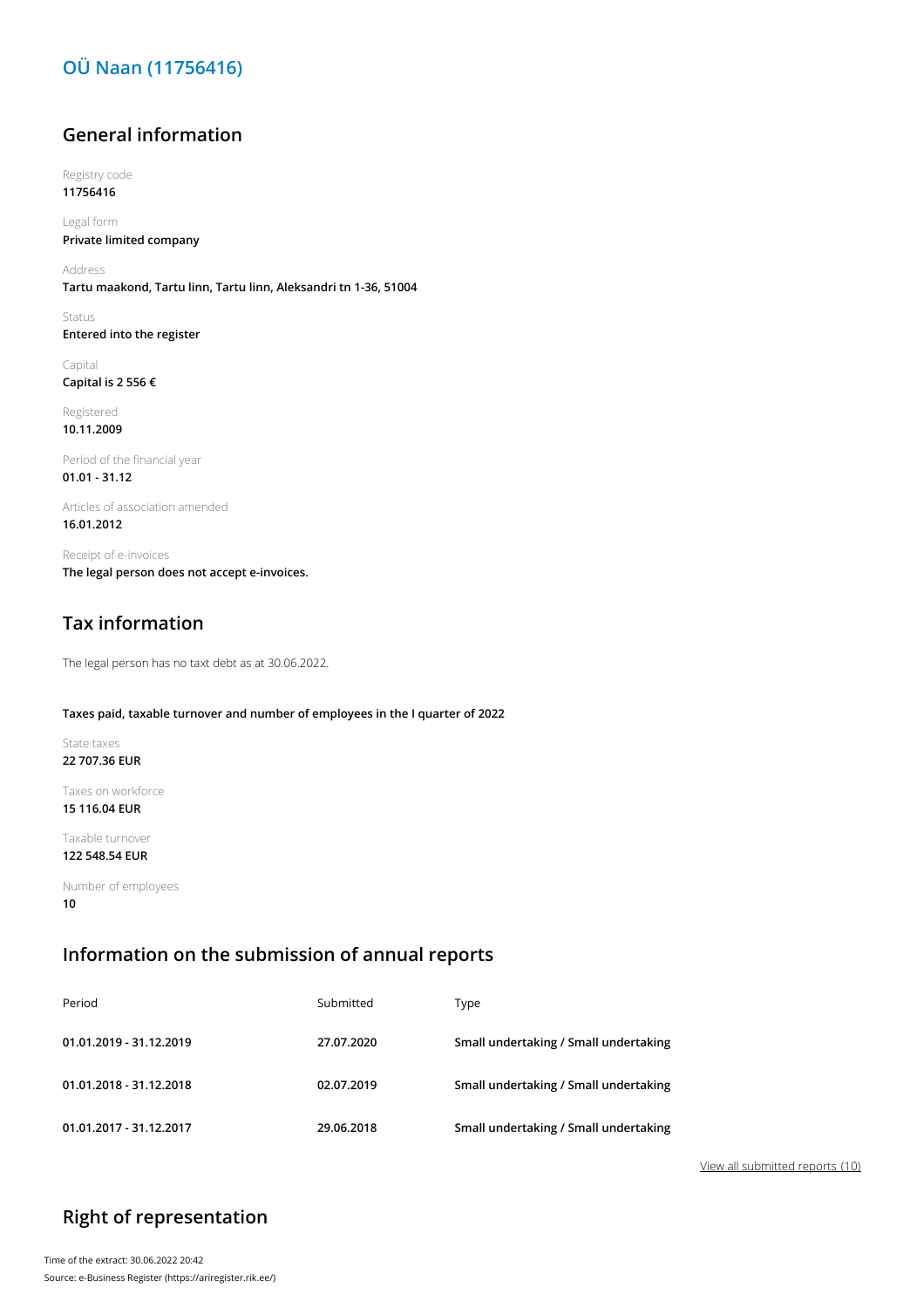# OÜ Naan (11756416)

## General information

Registry code
**11756416**

Legal form
**Private limited company**

Address
**Tartu maakond, Tartu linn, Tartu linn, Aleksandri tn 1-36, 51004**

Status
**Entered into the register**

Capital
**Capital is 2 556 €**

Registered
**10.11.2009**

Period of the financial year
**01.01 - 31.12**

Articles of association amended
**16.01.2012**

Receipt of e-invoices
**The legal person does not accept e-invoices.**

## Tax information

The legal person has no taxt debt as at 30.06.2022.

**Taxes paid, taxable turnover and number of employees in the I quarter of 2022**

State taxes
**22 707.36 EUR**

Taxes on workforce
**15 116.04 EUR**

Taxable turnover
**122 548.54 EUR**

Number of employees
**10**

## Information on the submission of annual reports

| Period | Submitted | Type |
|---|---|---|
| **01.01.2019 - 31.12.2019** | **27.07.2020** | **Small undertaking / Small undertaking** |
| **01.01.2018 - 31.12.2018** | **02.07.2019** | **Small undertaking / Small undertaking** |
| **01.01.2017 - 31.12.2017** | **29.06.2018** | **Small undertaking / Small undertaking** |

View all submitted reports (10)

## Right of representation

Time of the extract: 30.06.2022 20:42
Source: e-Business Register (https://ariregister.rik.ee/)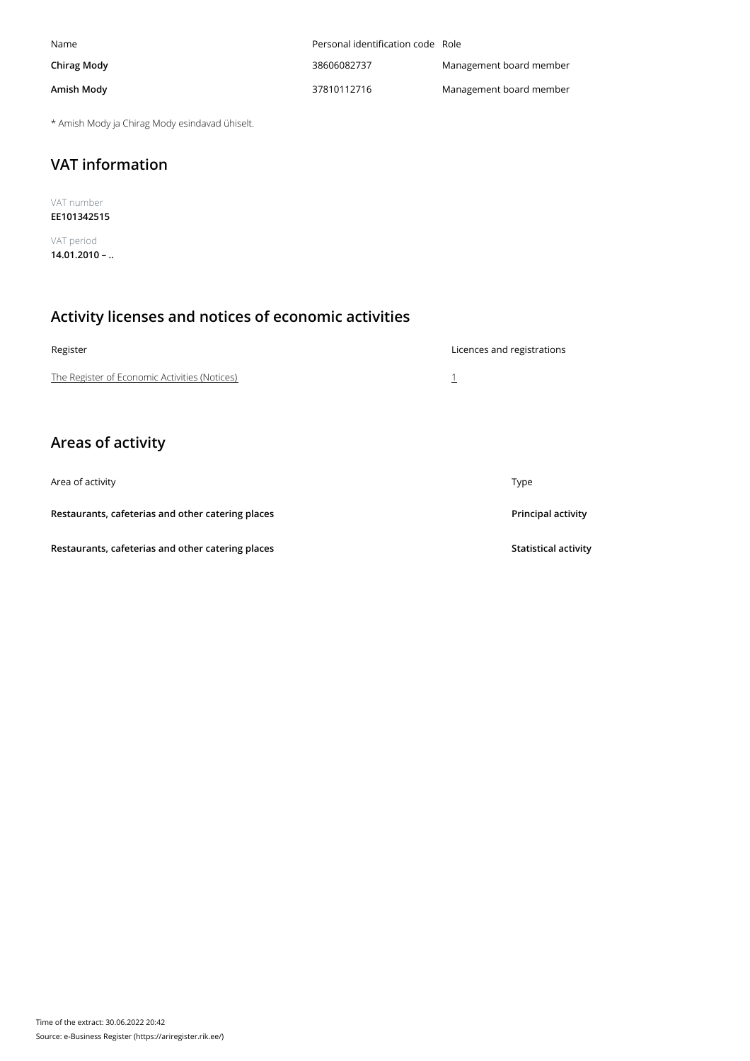| Name | Personal identification code | Role |
| --- | --- | --- |
| **Chirag Mody** | 38606082737 | Management board member |
| **Amish Mody** | 37810112716 | Management board member |

* Amish Mody ja Chirag Mody esindavad ühiselt.

## VAT information

VAT number
**EE101342515**

VAT period
**14.01.2010 – ..**

## Activity licenses and notices of economic activities

| Register | Licences and registrations |
| --- | --- |
| The Register of Economic Activities (Notices) | 1 |

## Areas of activity

| Area of activity | Type |
| --- | --- |
| **Restaurants, cafeterias and other catering places** | **Principal activity** |
| **Restaurants, cafeterias and other catering places** | **Statistical activity** |

Time of the extract: 30.06.2022 20:42
Source: e-Business Register (https://ariregister.rik.ee/)